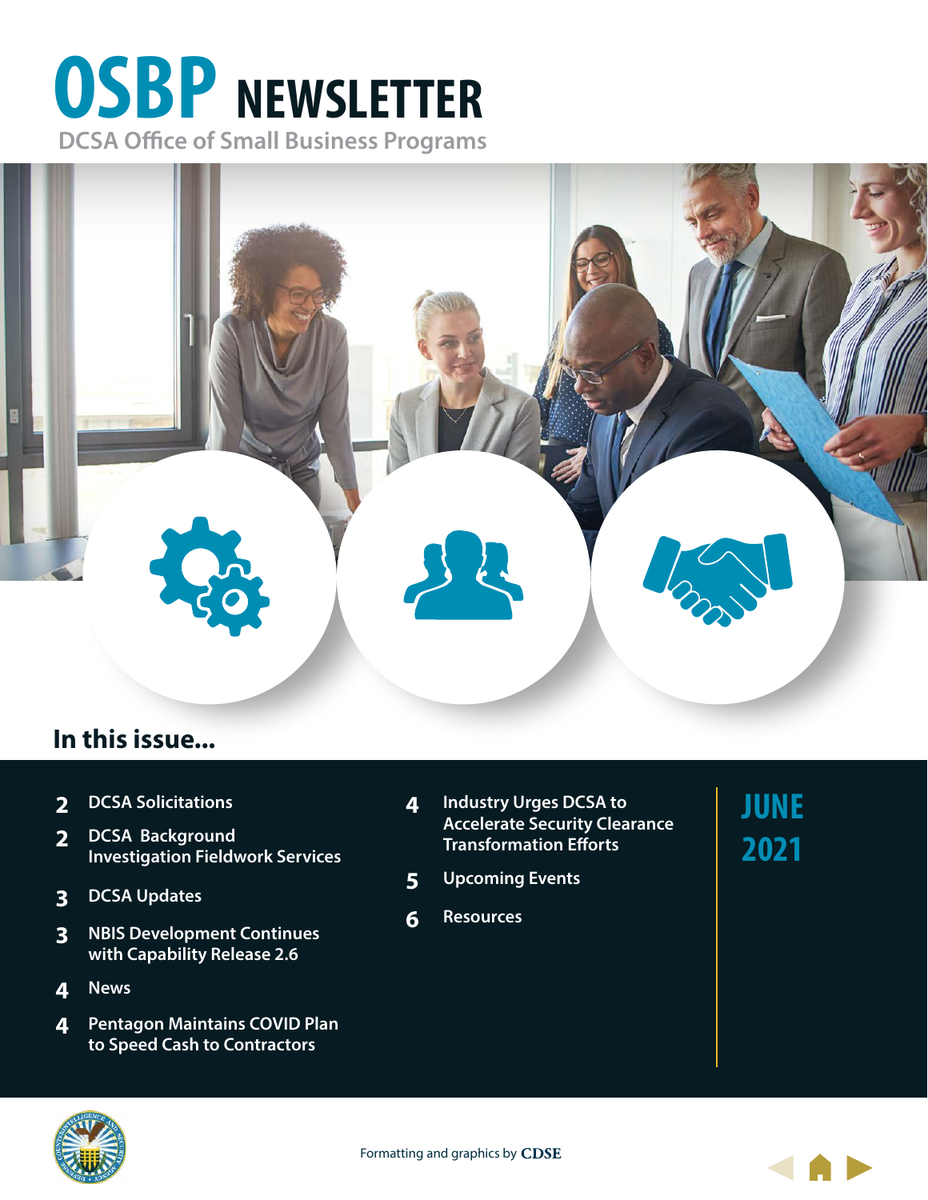# OSBP NEWSLETTER

DCSA Office of Small Business Programs

## In this issue...

- 2 DCSA Solicitations
- 2 DCSA Background Investigation Fieldwork Services
- 3 DCSA Updates
- 3 NBIS Development Continues with Capability Release 2.6
- 4 News
- 4 Pentagon Maintains COVID Plan to Speed Cash to Contractors
- 4 Industry Urges DCSA to Accelerate Security Clearance Transformation Efforts
- 5 Upcoming Events
- 6 Resources

**JUNE 2021**

Formatting and graphics by CDSE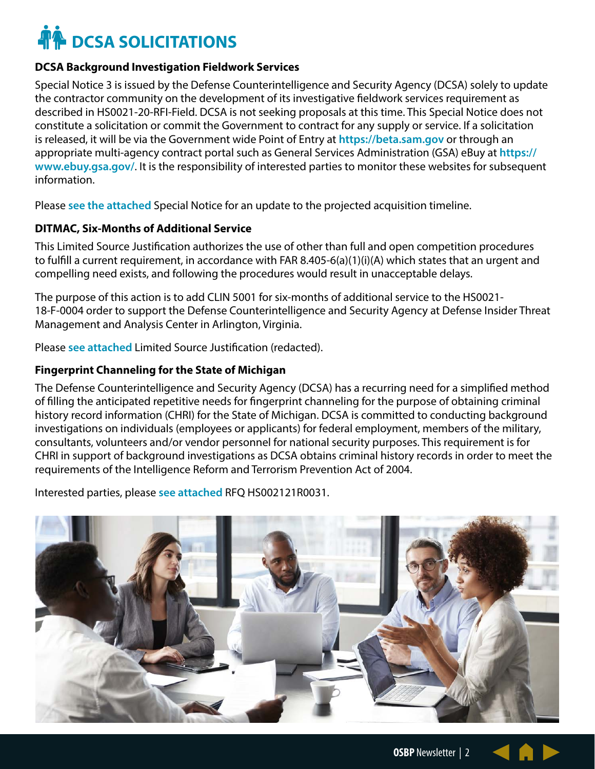# DCSA SOLICITATIONS

### DCSA Background Investigation Fieldwork Services

Special Notice 3 is issued by the Defense Counterintelligence and Security Agency (DCSA) solely to update the contractor community on the development of its investigative fieldwork services requirement as described in HS0021-20-RFI-Field. DCSA is not seeking proposals at this time. This Special Notice does not constitute a solicitation or commit the Government to contract for any supply or service. If a solicitation is released, it will be via the Government wide Point of Entry at **https://beta.sam.gov** or through an appropriate multi-agency contract portal such as General Services Administration (GSA) eBuy at **https://www.ebuy.gsa.gov/**. It is the responsibility of interested parties to monitor these websites for subsequent information.

Please **see the attached** Special Notice for an update to the projected acquisition timeline.

### DITMAC, Six-Months of Additional Service

This Limited Source Justification authorizes the use of other than full and open competition procedures to fulfill a current requirement, in accordance with FAR 8.405-6(a)(1)(i)(A) which states that an urgent and compelling need exists, and following the procedures would result in unacceptable delays.

The purpose of this action is to add CLIN 5001 for six-months of additional service to the HS0021-18-F-0004 order to support the Defense Counterintelligence and Security Agency at Defense Insider Threat Management and Analysis Center in Arlington, Virginia.

Please **see attached** Limited Source Justification (redacted).

### Fingerprint Channeling for the State of Michigan

The Defense Counterintelligence and Security Agency (DCSA) has a recurring need for a simplified method of filling the anticipated repetitive needs for fingerprint channeling for the purpose of obtaining criminal history record information (CHRI) for the State of Michigan. DCSA is committed to conducting background investigations on individuals (employees or applicants) for federal employment, members of the military, consultants, volunteers and/or vendor personnel for national security purposes. This requirement is for CHRI in support of background investigations as DCSA obtains criminal history records in order to meet the requirements of the Intelligence Reform and Terrorism Prevention Act of 2004.

Interested parties, please **see attached** RFQ HS002121R0031.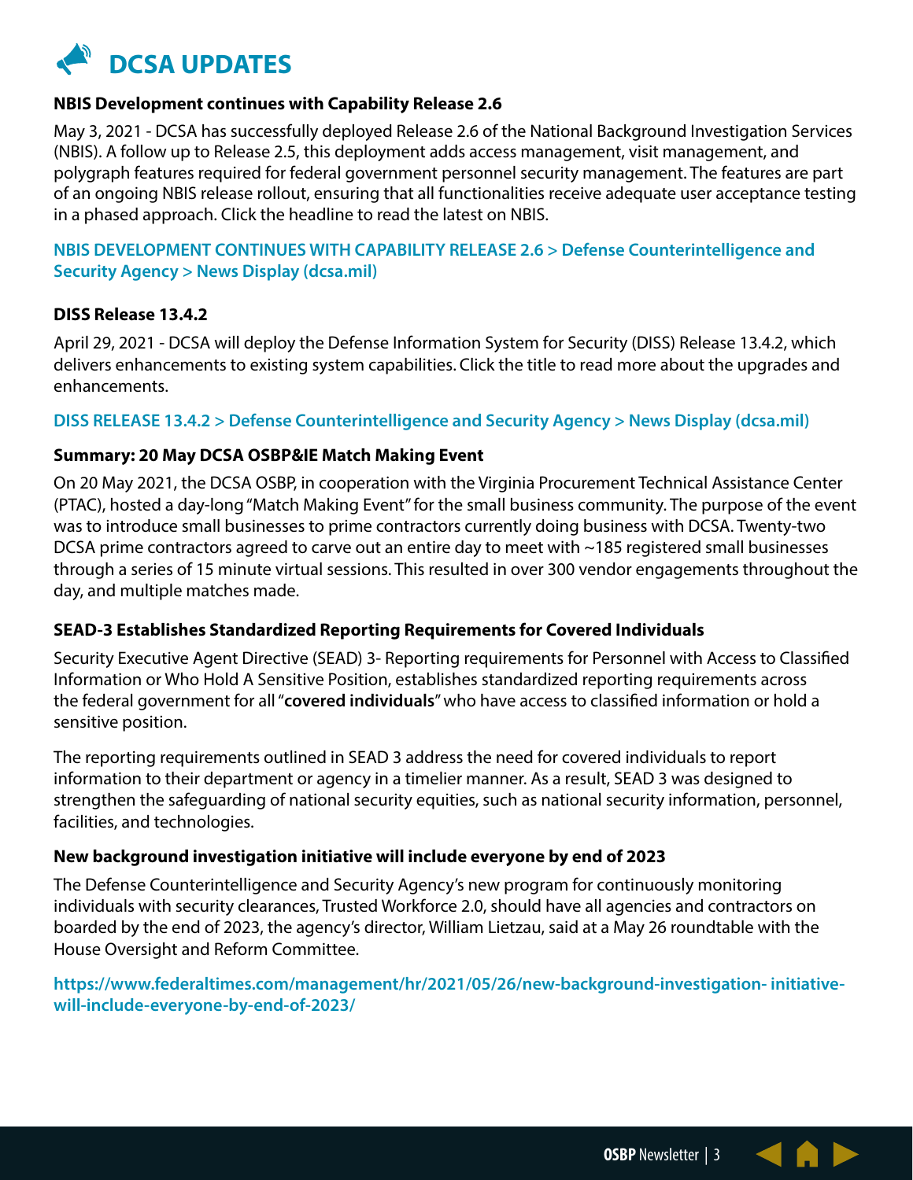# DCSA UPDATES

### NBIS Development continues with Capability Release 2.6

May 3, 2021 - DCSA has successfully deployed Release 2.6 of the National Background Investigation Services (NBIS). A follow up to Release 2.5, this deployment adds access management, visit management, and polygraph features required for federal government personnel security management. The features are part of an ongoing NBIS release rollout, ensuring that all functionalities receive adequate user acceptance testing in a phased approach. Click the headline to read the latest on NBIS.

**NBIS DEVELOPMENT CONTINUES WITH CAPABILITY RELEASE 2.6 > Defense Counterintelligence and Security Agency > News Display (dcsa.mil)**

### DISS Release 13.4.2

April 29, 2021 - DCSA will deploy the Defense Information System for Security (DISS) Release 13.4.2, which delivers enhancements to existing system capabilities. Click the title to read more about the upgrades and enhancements.

**DISS RELEASE 13.4.2 > Defense Counterintelligence and Security Agency > News Display (dcsa.mil)**

### Summary: 20 May DCSA OSBP&IE Match Making Event

On 20 May 2021, the DCSA OSBP, in cooperation with the Virginia Procurement Technical Assistance Center (PTAC), hosted a day-long "Match Making Event" for the small business community. The purpose of the event was to introduce small businesses to prime contractors currently doing business with DCSA. Twenty-two DCSA prime contractors agreed to carve out an entire day to meet with ~185 registered small businesses through a series of 15 minute virtual sessions. This resulted in over 300 vendor engagements throughout the day, and multiple matches made.

### SEAD-3 Establishes Standardized Reporting Requirements for Covered Individuals

Security Executive Agent Directive (SEAD) 3- Reporting requirements for Personnel with Access to Classified Information or Who Hold A Sensitive Position, establishes standardized reporting requirements across the federal government for all "**covered individuals**" who have access to classified information or hold a sensitive position.

The reporting requirements outlined in SEAD 3 address the need for covered individuals to report information to their department or agency in a timelier manner. As a result, SEAD 3 was designed to strengthen the safeguarding of national security equities, such as national security information, personnel, facilities, and technologies.

### New background investigation initiative will include everyone by end of 2023

The Defense Counterintelligence and Security Agency's new program for continuously monitoring individuals with security clearances, Trusted Workforce 2.0, should have all agencies and contractors on boarded by the end of 2023, the agency's director, William Lietzau, said at a May 26 roundtable with the House Oversight and Reform Committee.

**https://www.federaltimes.com/management/hr/2021/05/26/new-background-investigation- initiative-will-include-everyone-by-end-of-2023/**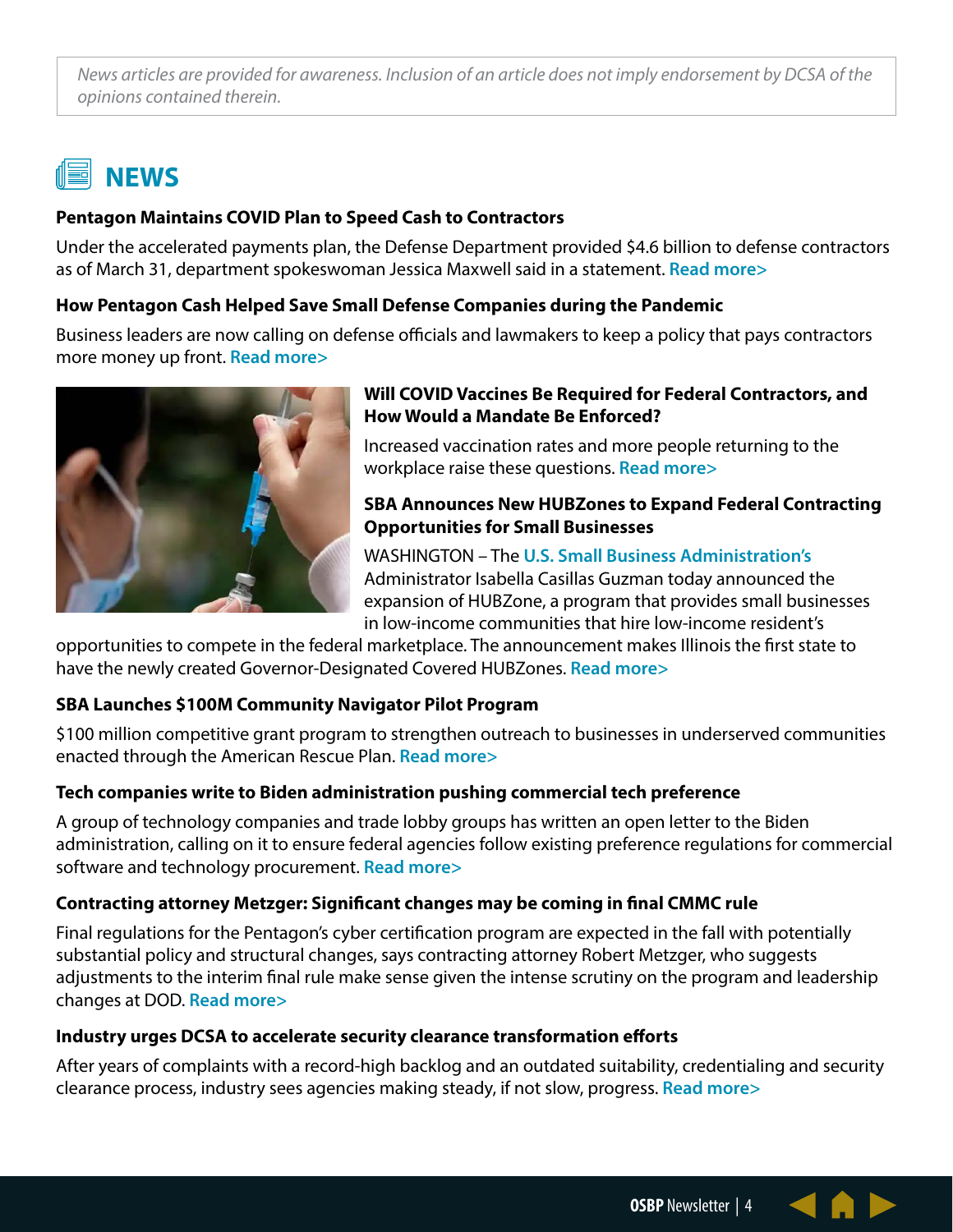*News articles are provided for awareness. Inclusion of an article does not imply endorsement by DCSA of the opinions contained therein.*

# NEWS

**Pentagon Maintains COVID Plan to Speed Cash to Contractors**

Under the accelerated payments plan, the Defense Department provided $4.6 billion to defense contractors as of March 31, department spokeswoman Jessica Maxwell said in a statement. Read more>

**How Pentagon Cash Helped Save Small Defense Companies during the Pandemic**

Business leaders are now calling on defense officials and lawmakers to keep a policy that pays contractors more money up front. Read more>

**Will COVID Vaccines Be Required for Federal Contractors, and How Would a Mandate Be Enforced?**

Increased vaccination rates and more people returning to the workplace raise these questions. Read more>

**SBA Announces New HUBZones to Expand Federal Contracting Opportunities for Small Businesses**

WASHINGTON – The U.S. Small Business Administration's Administrator Isabella Casillas Guzman today announced the expansion of HUBZone, a program that provides small businesses in low-income communities that hire low-income resident's opportunities to compete in the federal marketplace. The announcement makes Illinois the first state to have the newly created Governor-Designated Covered HUBZones. Read more>

**SBA Launches $100M Community Navigator Pilot Program**

$100 million competitive grant program to strengthen outreach to businesses in underserved communities enacted through the American Rescue Plan. Read more>

**Tech companies write to Biden administration pushing commercial tech preference**

A group of technology companies and trade lobby groups has written an open letter to the Biden administration, calling on it to ensure federal agencies follow existing preference regulations for commercial software and technology procurement. Read more>

**Contracting attorney Metzger: Significant changes may be coming in final CMMC rule**

Final regulations for the Pentagon's cyber certification program are expected in the fall with potentially substantial policy and structural changes, says contracting attorney Robert Metzger, who suggests adjustments to the interim final rule make sense given the intense scrutiny on the program and leadership changes at DOD. Read more>

**Industry urges DCSA to accelerate security clearance transformation efforts**

After years of complaints with a record-high backlog and an outdated suitability, credentialing and security clearance process, industry sees agencies making steady, if not slow, progress. Read more>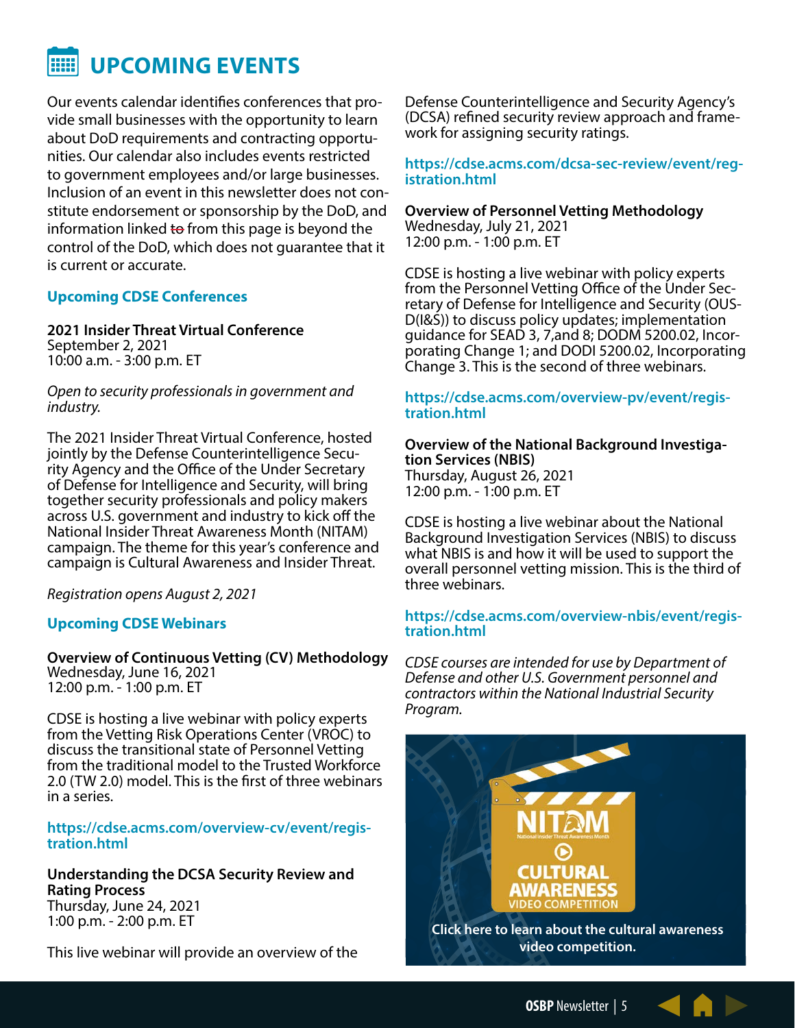# UPCOMING EVENTS

Our events calendar identifies conferences that provide small businesses with the opportunity to learn about DoD requirements and contracting opportunities. Our calendar also includes events restricted to government employees and/or large businesses. Inclusion of an event in this newsletter does not constitute endorsement or sponsorship by the DoD, and information linked ~~to~~ from this page is beyond the control of the DoD, which does not guarantee that it is current or accurate.

## Upcoming CDSE Conferences

**2021 Insider Threat Virtual Conference**
September 2, 2021
10:00 a.m. - 3:00 p.m. ET

*Open to security professionals in government and industry.*

The 2021 Insider Threat Virtual Conference, hosted jointly by the Defense Counterintelligence Security Agency and the Office of the Under Secretary of Defense for Intelligence and Security, will bring together security professionals and policy makers across U.S. government and industry to kick off the National Insider Threat Awareness Month (NITAM) campaign. The theme for this year's conference and campaign is Cultural Awareness and Insider Threat.

*Registration opens August 2, 2021*

## Upcoming CDSE Webinars

**Overview of Continuous Vetting (CV) Methodology**
Wednesday, June 16, 2021
12:00 p.m. - 1:00 p.m. ET

CDSE is hosting a live webinar with policy experts from the Vetting Risk Operations Center (VROC) to discuss the transitional state of Personnel Vetting from the traditional model to the Trusted Workforce 2.0 (TW 2.0) model. This is the first of three webinars in a series.

https://cdse.acms.com/overview-cv/event/registration.html

**Understanding the DCSA Security Review and Rating Process**
Thursday, June 24, 2021
1:00 p.m. - 2:00 p.m. ET

This live webinar will provide an overview of the Defense Counterintelligence and Security Agency's (DCSA) refined security review approach and framework for assigning security ratings.

https://cdse.acms.com/dcsa-sec-review/event/registration.html

**Overview of Personnel Vetting Methodology**
Wednesday, July 21, 2021
12:00 p.m. - 1:00 p.m. ET

CDSE is hosting a live webinar with policy experts from the Personnel Vetting Office of the Under Secretary of Defense for Intelligence and Security (OUSD(I&S)) to discuss policy updates; implementation guidance for SEAD 3, 7,and 8; DODM 5200.02, Incorporating Change 1; and DODI 5200.02, Incorporating Change 3. This is the second of three webinars.

https://cdse.acms.com/overview-pv/event/registration.html

**Overview of the National Background Investigation Services (NBIS)**
Thursday, August 26, 2021
12:00 p.m. - 1:00 p.m. ET

CDSE is hosting a live webinar about the National Background Investigation Services (NBIS) to discuss what NBIS is and how it will be used to support the overall personnel vetting mission. This is the third of three webinars.

https://cdse.acms.com/overview-nbis/event/registration.html

*CDSE courses are intended for use by Department of Defense and other U.S. Government personnel and contractors within the National Industrial Security Program.*

NITAM National Insider Threat Awareness Month
CULTURAL AWARENESS VIDEO COMPETITION

**Click here to learn about the cultural awareness video competition.**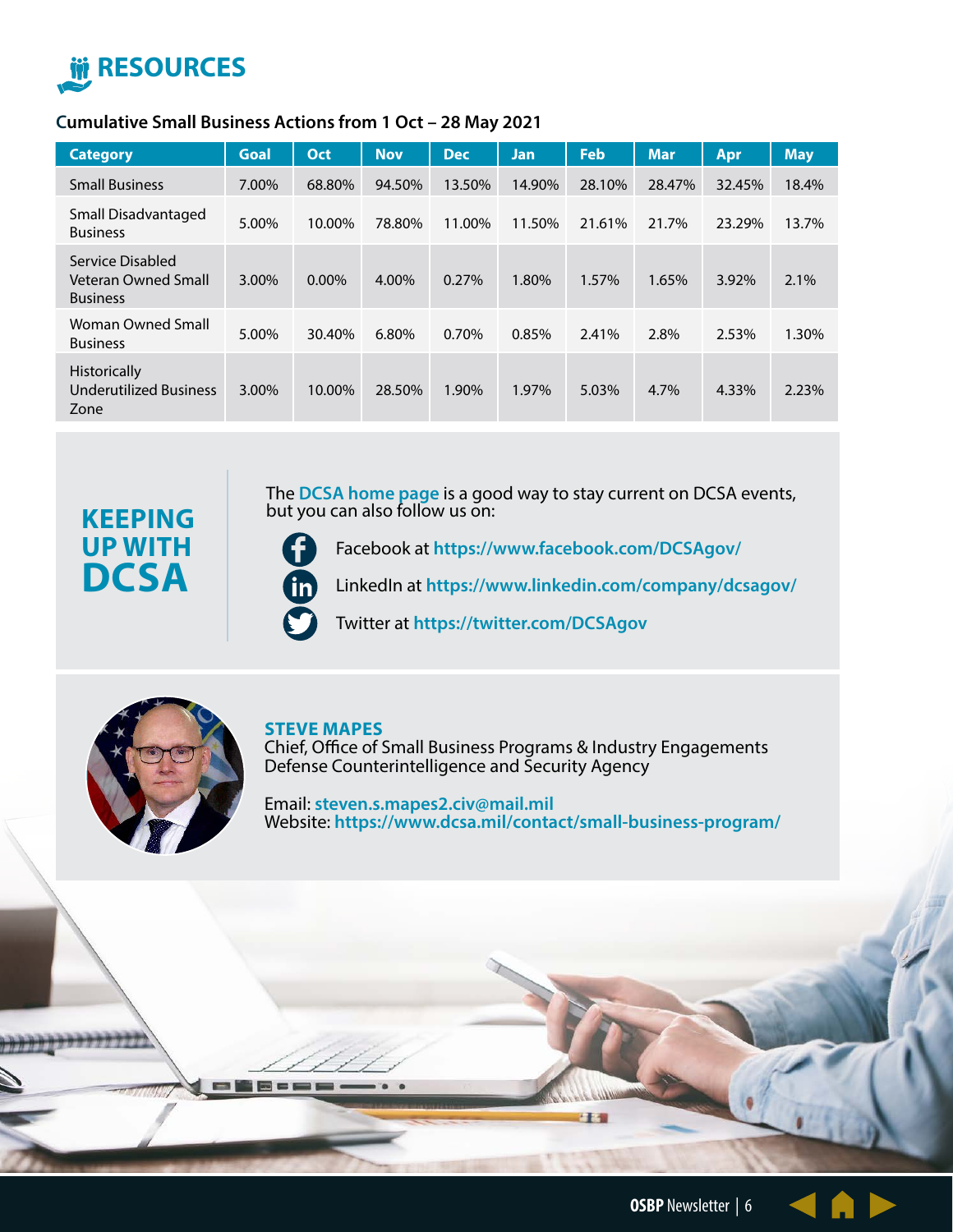# RESOURCES

### Cumulative Small Business Actions from 1 Oct – 28 May 2021

| Category | Goal | Oct | Nov | Dec | Jan | Feb | Mar | Apr | May |
|---|---|---|---|---|---|---|---|---|---|
| Small Business | 7.00% | 68.80% | 94.50% | 13.50% | 14.90% | 28.10% | 28.47% | 32.45% | 18.4% |
| Small Disadvantaged Business | 5.00% | 10.00% | 78.80% | 11.00% | 11.50% | 21.61% | 21.7% | 23.29% | 13.7% |
| Service Disabled Veteran Owned Small Business | 3.00% | 0.00% | 4.00% | 0.27% | 1.80% | 1.57% | 1.65% | 3.92% | 2.1% |
| Woman Owned Small Business | 5.00% | 30.40% | 6.80% | 0.70% | 0.85% | 2.41% | 2.8% | 2.53% | 1.30% |
| Historically Underutilized Business Zone | 3.00% | 10.00% | 28.50% | 1.90% | 1.97% | 5.03% | 4.7% | 4.33% | 2.23% |

## KEEPING UP WITH DCSA

The DCSA home page is a good way to stay current on DCSA events, but you can also follow us on:

- Facebook at https://www.facebook.com/DCSAgov/
- LinkedIn at https://www.linkedin.com/company/dcsagov/
- Twitter at https://twitter.com/DCSAgov

**STEVE MAPES**
Chief, Office of Small Business Programs & Industry Engagements
Defense Counterintelligence and Security Agency

Email: steven.s.mapes2.civ@mail.mil
Website: https://www.dcsa.mil/contact/small-business-program/